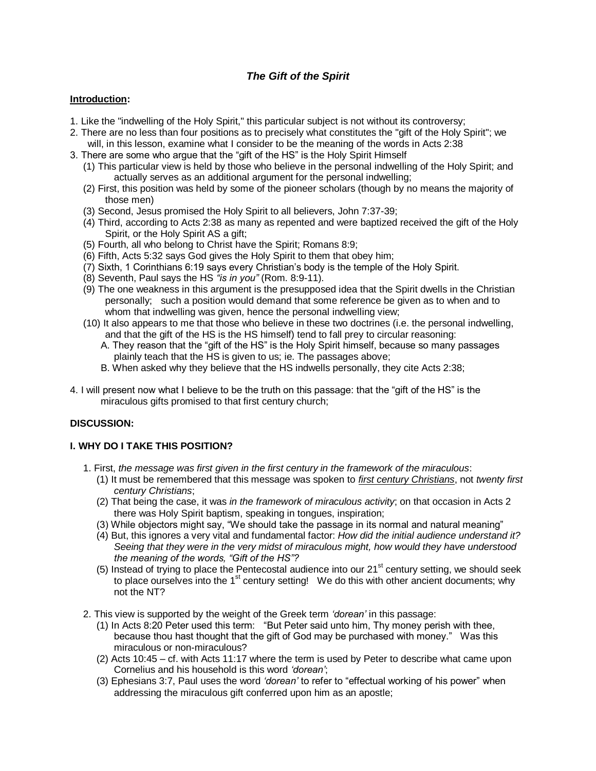## *The Gift of the Spirit*

**Introduction:**

1. Like the "indwelling of the Holy Spirit," this particular subject is not without its controversy;
2. There are no less than four positions as to precisely what constitutes the "gift of the Holy Spirit"; we will, in this lesson, examine what I consider to be the meaning of the words in Acts 2:38
3. There are some who argue that the "gift of the HS" is the Holy Spirit Himself
   - (1) This particular view is held by those who believe in the personal indwelling of the Holy Spirit; and actually serves as an additional argument for the personal indwelling;
   - (2) First, this position was held by some of the pioneer scholars (though by no means the majority of those men)
   - (3) Second, Jesus promised the Holy Spirit to all believers, John 7:37-39;
   - (4) Third, according to Acts 2:38 as many as repented and were baptized received the gift of the Holy Spirit, or the Holy Spirit AS a gift;
   - (5) Fourth, all who belong to Christ have the Spirit; Romans 8:9;
   - (6) Fifth, Acts 5:32 says God gives the Holy Spirit to them that obey him;
   - (7) Sixth, 1 Corinthians 6:19 says every Christian's body is the temple of the Holy Spirit.
   - (8) Seventh, Paul says the HS *"is in you"* (Rom. 8:9-11).
   - (9) The one weakness in this argument is the presupposed idea that the Spirit dwells in the Christian personally; such a position would demand that some reference be given as to when and to whom that indwelling was given, hence the personal indwelling view;
   - (10) It also appears to me that those who believe in these two doctrines (i.e. the personal indwelling, and that the gift of the HS is the HS himself) tend to fall prey to circular reasoning:
     - A. They reason that the "gift of the HS" is the Holy Spirit himself, because so many passages plainly teach that the HS is given to us; ie. The passages above;
     - B. When asked why they believe that the HS indwells personally, they cite Acts 2:38;
4. I will present now what I believe to be the truth on this passage: that the "gift of the HS" is the miraculous gifts promised to that first century church;

**DISCUSSION:**

**I. WHY DO I TAKE THIS POSITION?**

1. First, *the message was first given in the first century in the framework of the miraculous*:
   - (1) It must be remembered that this message was spoken to ***first century Christians***, not *twenty first century Christians*;
   - (2) That being the case, it was *in the framework of miraculous activity*; on that occasion in Acts 2 there was Holy Spirit baptism, speaking in tongues, inspiration;
   - (3) While objectors might say, "We should take the passage in its normal and natural meaning"
   - (4) But, this ignores a very vital and fundamental factor: *How did the initial audience understand it? Seeing that they were in the very midst of miraculous might, how would they have understood the meaning of the words, "Gift of the HS"?*
   - (5) Instead of trying to place the Pentecostal audience into our 21st century setting, we should seek to place ourselves into the 1st century setting! We do this with other ancient documents; why not the NT?
2. This view is supported by the weight of the Greek term *'dorean'* in this passage:
   - (1) In Acts 8:20 Peter used this term: "But Peter said unto him, Thy money perish with thee, because thou hast thought that the gift of God may be purchased with money." Was this miraculous or non-miraculous?
   - (2) Acts 10:45 – cf. with Acts 11:17 where the term is used by Peter to describe what came upon Cornelius and his household is this word *'dorean'*;
   - (3) Ephesians 3:7, Paul uses the word *'dorean'* to refer to "effectual working of his power" when addressing the miraculous gift conferred upon him as an apostle;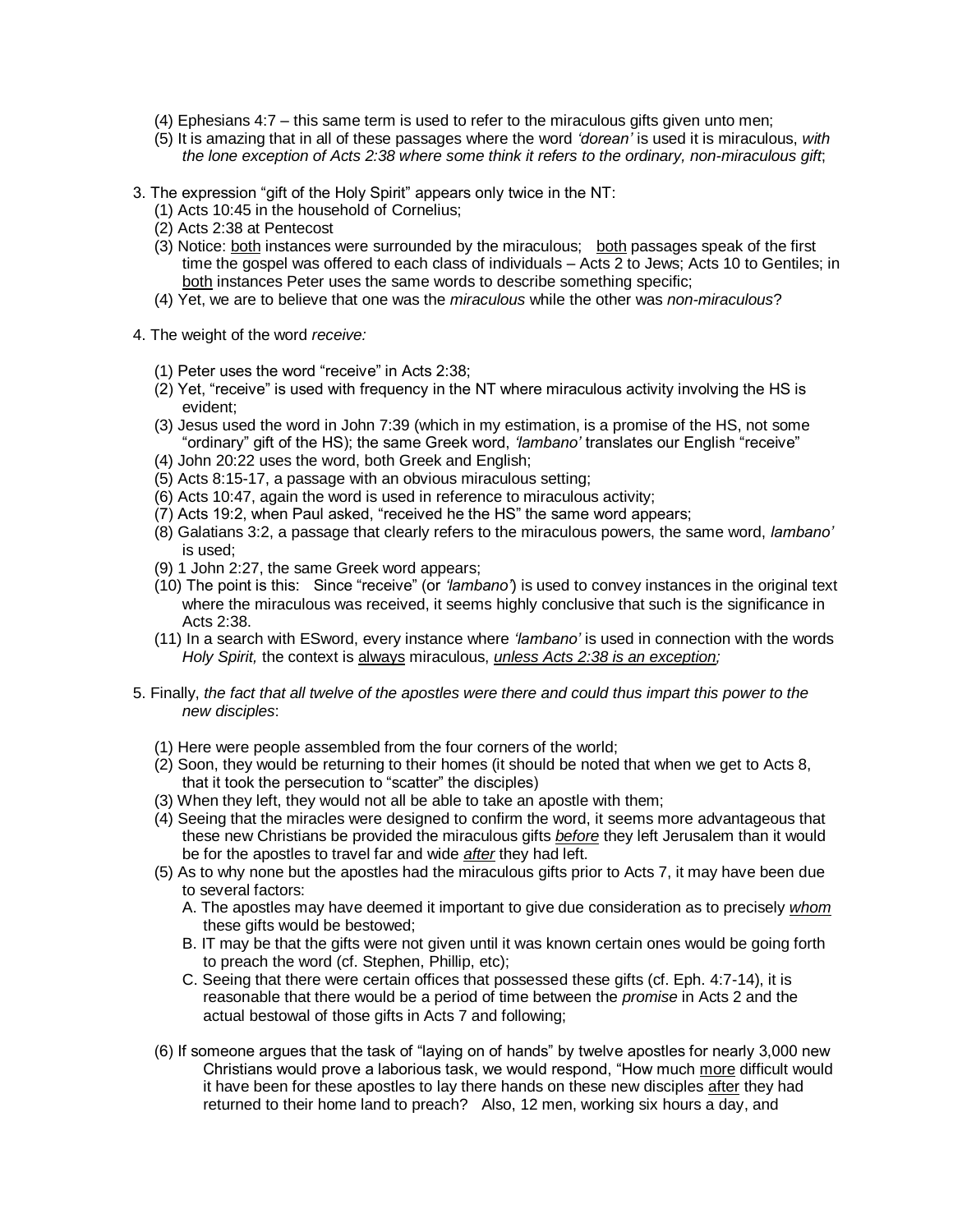(4) Ephesians 4:7 – this same term is used to refer to the miraculous gifts given unto men;
(5) It is amazing that in all of these passages where the word *'dorean'* is used it is miraculous, *with the lone exception of Acts 2:38 where some think it refers to the ordinary, non-miraculous gift*;

3. The expression "gift of the Holy Spirit" appears only twice in the NT:
   (1) Acts 10:45 in the household of Cornelius;
   (2) Acts 2:38 at Pentecost
   (3) Notice: <u>both</u> instances were surrounded by the miraculous; <u>both</u> passages speak of the first time the gospel was offered to each class of individuals – Acts 2 to Jews; Acts 10 to Gentiles; in <u>both</u> instances Peter uses the same words to describe something specific;
   (4) Yet, we are to believe that one was the *miraculous* while the other was *non-miraculous*?

4. The weight of the word *receive:*

   (1) Peter uses the word "receive" in Acts 2:38;
   (2) Yet, "receive" is used with frequency in the NT where miraculous activity involving the HS is evident;
   (3) Jesus used the word in John 7:39 (which in my estimation, is a promise of the HS, not some "ordinary" gift of the HS); the same Greek word, *'lambano'* translates our English "receive"
   (4) John 20:22 uses the word, both Greek and English;
   (5) Acts 8:15-17, a passage with an obvious miraculous setting;
   (6) Acts 10:47, again the word is used in reference to miraculous activity;
   (7) Acts 19:2, when Paul asked, "received he the HS" the same word appears;
   (8) Galatians 3:2, a passage that clearly refers to the miraculous powers, the same word, *lambano'* is used;
   (9) 1 John 2:27, the same Greek word appears;
   (10) The point is this: Since "receive" (or *'lambano'*) is used to convey instances in the original text where the miraculous was received, it seems highly conclusive that such is the significance in Acts 2:38.
   (11) In a search with ESword, every instance where *'lambano'* is used in connection with the words *Holy Spirit,* the context is <u>always</u> miraculous, *<u>unless Acts 2:38 is an exception;</u>*

5. Finally, *the fact that all twelve of the apostles were there and could thus impart this power to the new disciples*:

   (1) Here were people assembled from the four corners of the world;
   (2) Soon, they would be returning to their homes (it should be noted that when we get to Acts 8, that it took the persecution to "scatter" the disciples)
   (3) When they left, they would not all be able to take an apostle with them;
   (4) Seeing that the miracles were designed to confirm the word, it seems more advantageous that these new Christians be provided the miraculous gifts *<u>before</u>* they left Jerusalem than it would be for the apostles to travel far and wide *<u>after</u>* they had left.
   (5) As to why none but the apostles had the miraculous gifts prior to Acts 7, it may have been due to several factors:
      A. The apostles may have deemed it important to give due consideration as to precisely *<u>whom</u>* these gifts would be bestowed;
      B. IT may be that the gifts were not given until it was known certain ones would be going forth to preach the word (cf. Stephen, Phillip, etc);
      C. Seeing that there were certain offices that possessed these gifts (cf. Eph. 4:7-14), it is reasonable that there would be a period of time between the *promise* in Acts 2 and the actual bestowal of those gifts in Acts 7 and following;

   (6) If someone argues that the task of "laying on of hands" by twelve apostles for nearly 3,000 new Christians would prove a laborious task, we would respond, "How much <u>more</u> difficult would it have been for these apostles to lay there hands on these new disciples <u>after</u> they had returned to their home land to preach? Also, 12 men, working six hours a day, and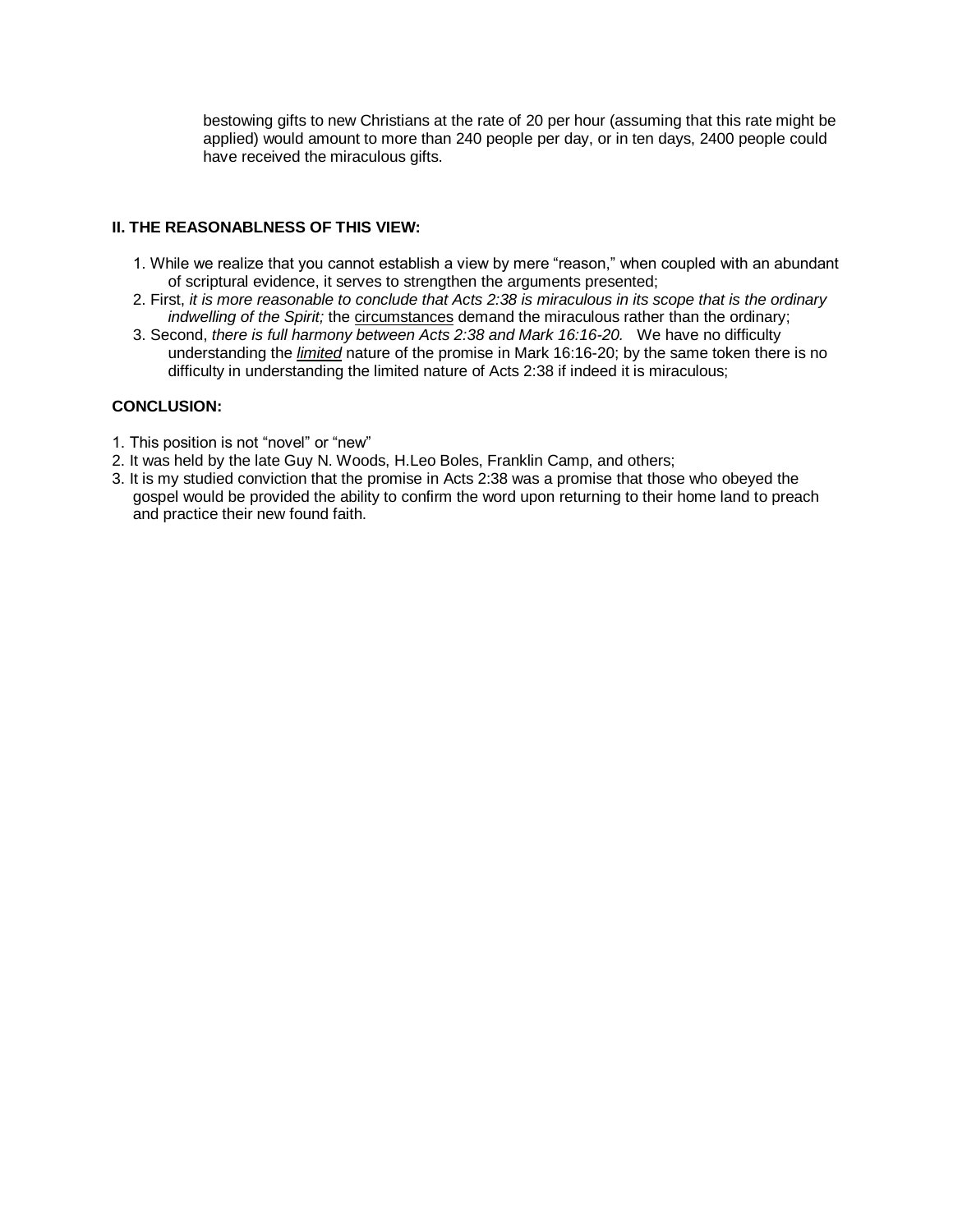bestowing gifts to new Christians at the rate of 20 per hour (assuming that this rate might be applied) would amount to more than 240 people per day, or in ten days, 2400 people could have received the miraculous gifts.

**II. THE REASONABLNESS OF THIS VIEW:**

1. While we realize that you cannot establish a view by mere "reason," when coupled with an abundant of scriptural evidence, it serves to strengthen the arguments presented;
2. First, *it is more reasonable to conclude that Acts 2:38 is miraculous in its scope that is the ordinary indwelling of the Spirit;* the <u>circumstances</u> demand the miraculous rather than the ordinary;
3. Second, *there is full harmony between Acts 2:38 and Mark 16:16-20.* We have no difficulty understanding the ***<u>limited</u>*** nature of the promise in Mark 16:16-20; by the same token there is no difficulty in understanding the limited nature of Acts 2:38 if indeed it is miraculous;

**CONCLUSION:**

1. This position is not "novel" or "new"
2. It was held by the late Guy N. Woods, H.Leo Boles, Franklin Camp, and others;
3. It is my studied conviction that the promise in Acts 2:38 was a promise that those who obeyed the gospel would be provided the ability to confirm the word upon returning to their home land to preach and practice their new found faith.